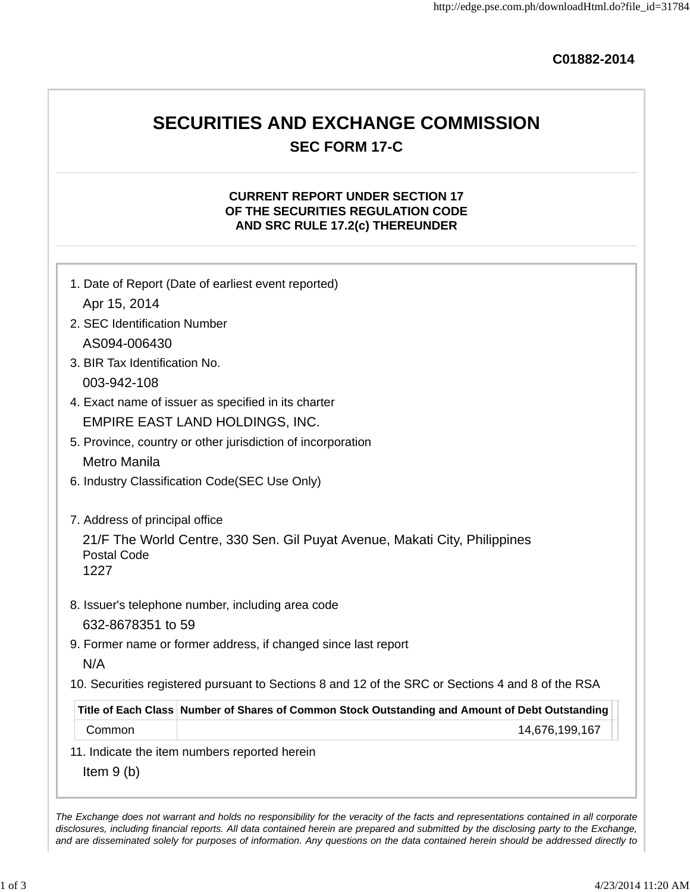C01882-2014

# SECURITIES AND EXCHANGE COMMISSION

## SEC FORM 17-C

### CURRENT REPORT UNDER SECTION 17 OF THE SECURITIES REGULATION CODE AND SRC RULE 17.2(c) THEREUNDER

1. Date of Report (Date of earliest event reported)

   Apr 15, 2014

2. SEC Identification Number

   AS094-006430

3. BIR Tax Identification No.

   003-942-108

4. Exact name of issuer as specified in its charter

   EMPIRE EAST LAND HOLDINGS, INC.

5. Province, country or other jurisdiction of incorporation

   Metro Manila

6. Industry Classification Code(SEC Use Only)

7. Address of principal office

   21/F The World Centre, 330 Sen. Gil Puyat Avenue, Makati City, Philippines

   Postal Code

   1227

8. Issuer's telephone number, including area code

   632-8678351 to 59

9. Former name or former address, if changed since last report

   N/A

10. Securities registered pursuant to Sections 8 and 12 of the SRC or Sections 4 and 8 of the RSA

| Title of Each Class | Number of Shares of Common Stock Outstanding and Amount of Debt Outstanding |
|---|---|
| Common | 14,676,199,167 |

11. Indicate the item numbers reported herein

   Item 9 (b)

*The Exchange does not warrant and holds no responsibility for the veracity of the facts and representations contained in all corporate disclosures, including financial reports. All data contained herein are prepared and submitted by the disclosing party to the Exchange, and are disseminated solely for purposes of information. Any questions on the data contained herein should be addressed directly to*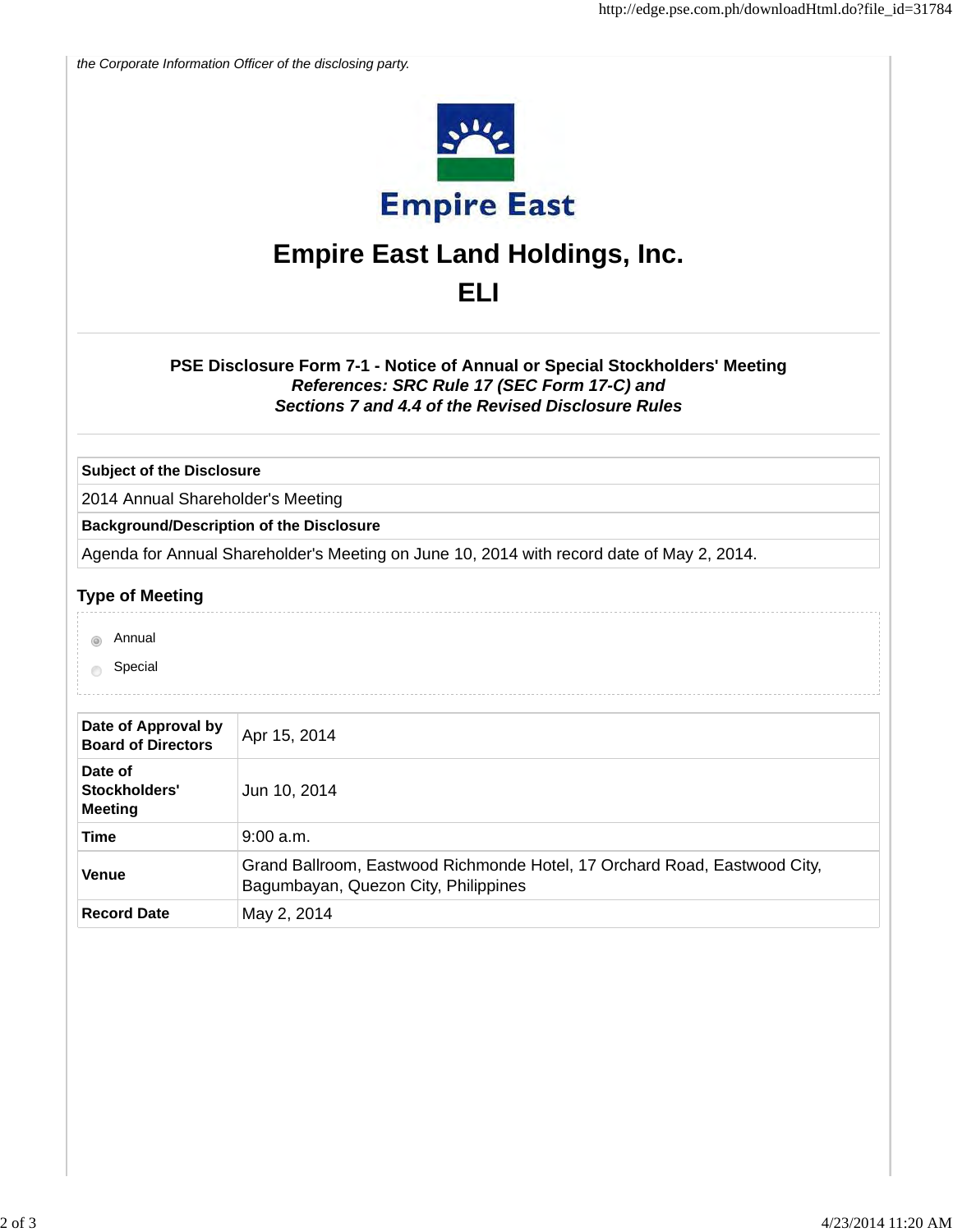*the Corporate Information Officer of the disclosing party.*

# Empire East Land Holdings, Inc.

# ELI

**PSE Disclosure Form 7-1 - Notice of Annual or Special Stockholders' Meeting**
***References: SRC Rule 17 (SEC Form 17-C) and***
***Sections 7 and 4.4 of the Revised Disclosure Rules***

| **Subject of the Disclosure** |
|---|
| 2014 Annual Shareholder's Meeting |
| **Background/Description of the Disclosure** |
| Agenda for Annual Shareholder's Meeting on June 10, 2014 with record date of May 2, 2014. |

## Type of Meeting

- (selected) Annual
- Special

| **Date of Approval by Board of Directors** | Apr 15, 2014 |
|---|---|
| **Date of Stockholders' Meeting** | Jun 10, 2014 |
| **Time** | 9:00 a.m. |
| **Venue** | Grand Ballroom, Eastwood Richmonde Hotel, 17 Orchard Road, Eastwood City, Bagumbayan, Quezon City, Philippines |
| **Record Date** | May 2, 2014 |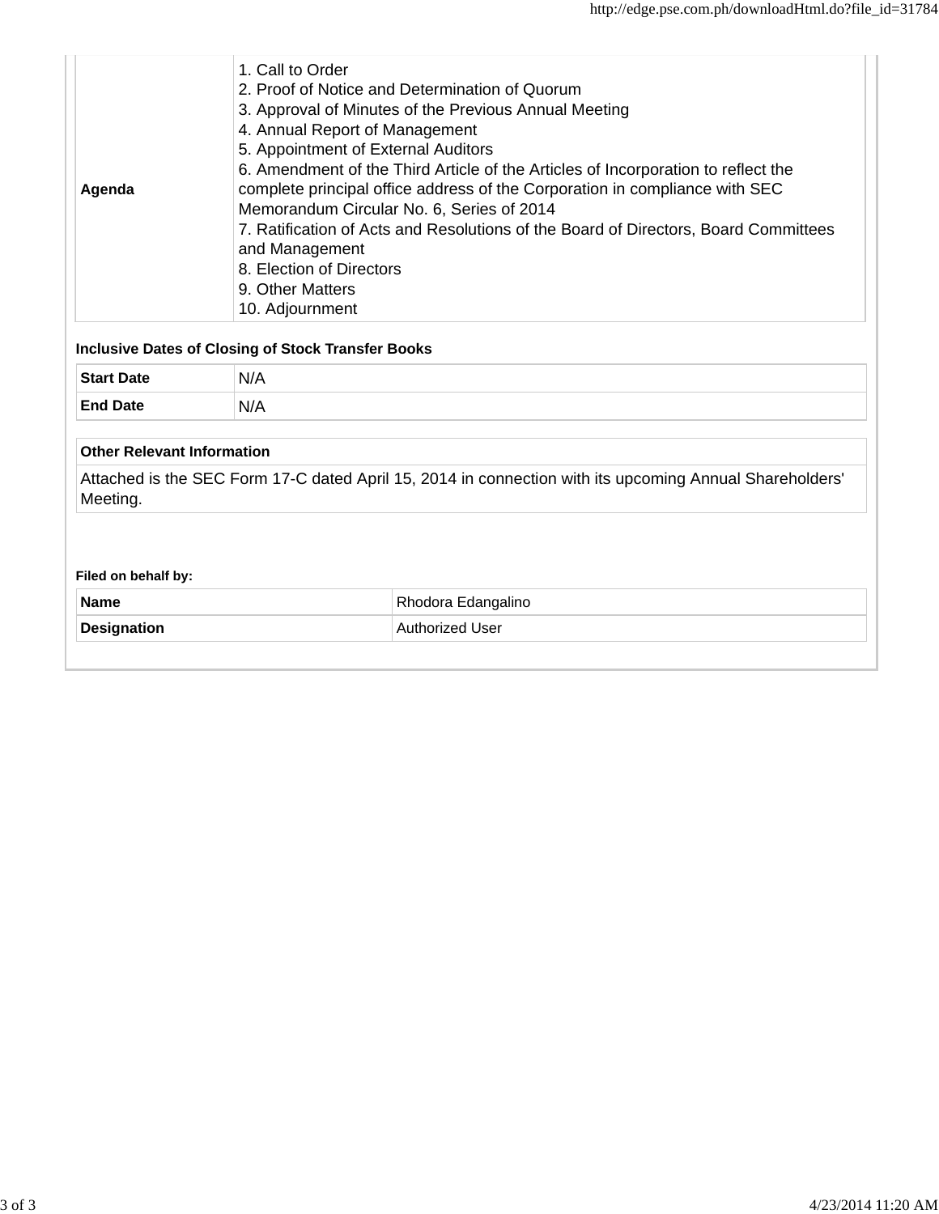| | |
|---|---|
| **Agenda** | 1. Call to Order<br>2. Proof of Notice and Determination of Quorum<br>3. Approval of Minutes of the Previous Annual Meeting<br>4. Annual Report of Management<br>5. Appointment of External Auditors<br>6. Amendment of the Third Article of the Articles of Incorporation to reflect the complete principal office address of the Corporation in compliance with SEC Memorandum Circular No. 6, Series of 2014<br>7. Ratification of Acts and Resolutions of the Board of Directors, Board Committees and Management<br>8. Election of Directors<br>9. Other Matters<br>10. Adjournment |

**Inclusive Dates of Closing of Stock Transfer Books**

| | |
|---|---|
| **Start Date** | N/A |
| **End Date** | N/A |

| **Other Relevant Information** |
|---|
| Attached is the SEC Form 17-C dated April 15, 2014 in connection with its upcoming Annual Shareholders' Meeting. |

**Filed on behalf by:**

| | |
|---|---|
| **Name** | Rhodora Edangalino |
| **Designation** | Authorized User |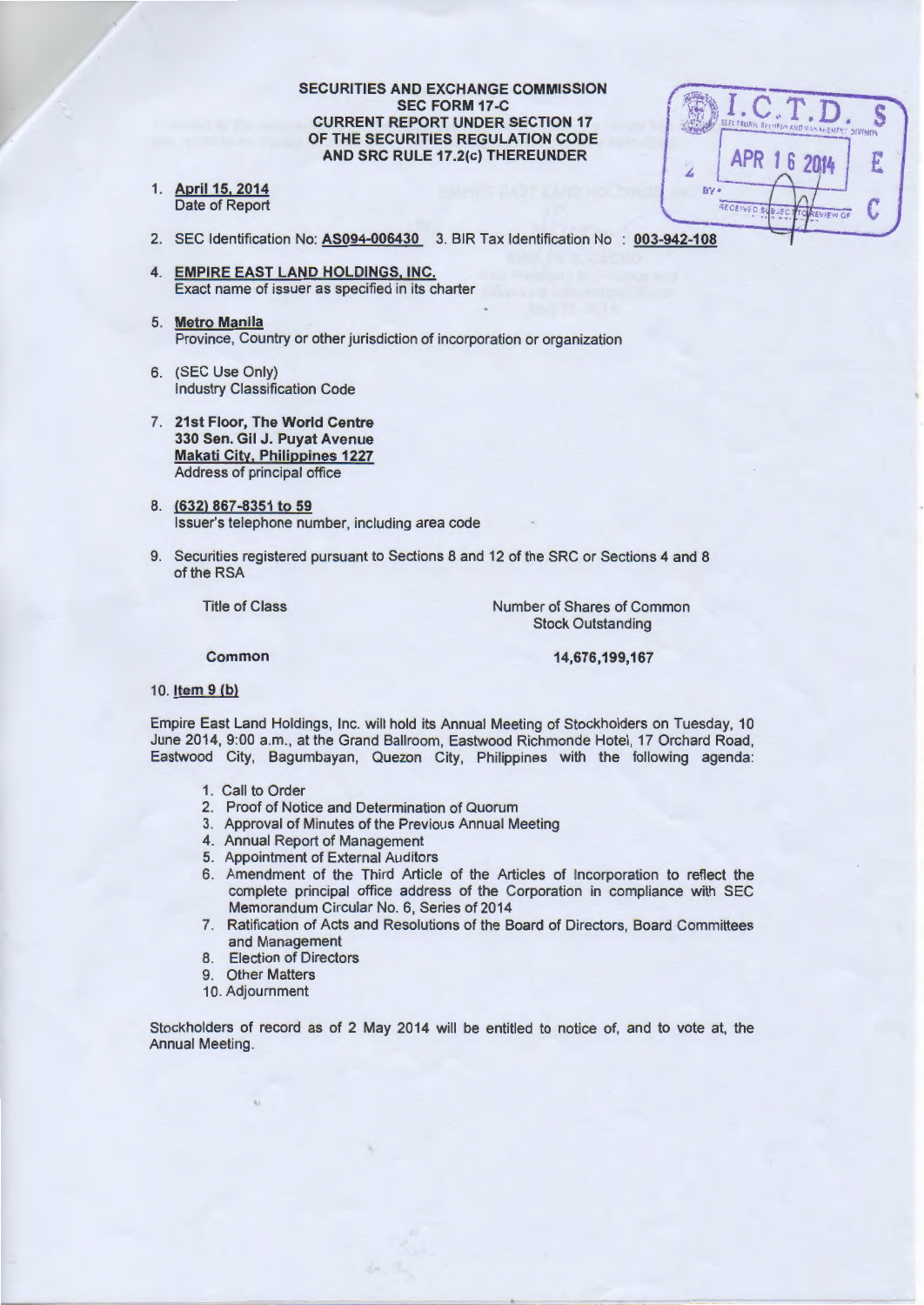**SECURITIES AND EXCHANGE COMMISSION**
**SEC FORM 17-C**
**CURRENT REPORT UNDER SECTION 17**
**OF THE SECURITIES REGULATION CODE**
**AND SRC RULE 17.2(c) THEREUNDER**

1. **April 15, 2014**
   Date of Report

2. SEC Identification No: **AS094-006430** 3. BIR Tax Identification No : **003-942-108**

4. **EMPIRE EAST LAND HOLDINGS, INC.**
   Exact name of issuer as specified in its charter

5. **Metro Manila**
   Province, Country or other jurisdiction of incorporation or organization

6. (SEC Use Only)
   Industry Classification Code

7. **21st Floor, The World Centre**
   **330 Sen. Gil J. Puyat Avenue**
   **Makati City, Philippines 1227**
   Address of principal office

8. **(632) 867-8351 to 59**
   Issuer's telephone number, including area code

9. Securities registered pursuant to Sections 8 and 12 of the SRC or Sections 4 and 8 of the RSA

| Title of Class | Number of Shares of Common Stock Outstanding |
|---|---|
| **Common** | **14,676,199,167** |

10. **Item 9 (b)**

Empire East Land Holdings, Inc. will hold its Annual Meeting of Stockholders on Tuesday, 10 June 2014, 9:00 a.m., at the Grand Ballroom, Eastwood Richmonde Hotel, 17 Orchard Road, Eastwood City, Bagumbayan, Quezon City, Philippines with the following agenda:

1. Call to Order
2. Proof of Notice and Determination of Quorum
3. Approval of Minutes of the Previous Annual Meeting
4. Annual Report of Management
5. Appointment of External Auditors
6. Amendment of the Third Article of the Articles of Incorporation to reflect the complete principal office address of the Corporation in compliance with SEC Memorandum Circular No. 6, Series of 2014
7. Ratification of Acts and Resolutions of the Board of Directors, Board Committees and Management
8. Election of Directors
9. Other Matters
10. Adjournment

Stockholders of record as of 2 May 2014 will be entitled to notice of, and to vote at, the Annual Meeting.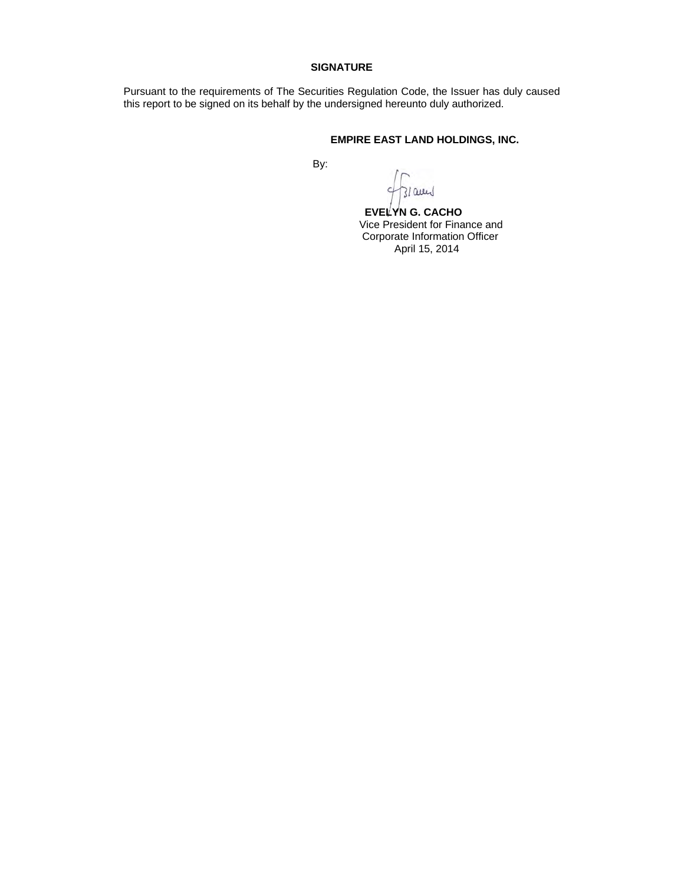**SIGNATURE**

Pursuant to the requirements of The Securities Regulation Code, the Issuer has duly caused this report to be signed on its behalf by the undersigned hereunto duly authorized.

**EMPIRE EAST LAND HOLDINGS, INC.**

By:

**EVELYN G. CACHO**
Vice President for Finance and
Corporate Information Officer
April 15, 2014